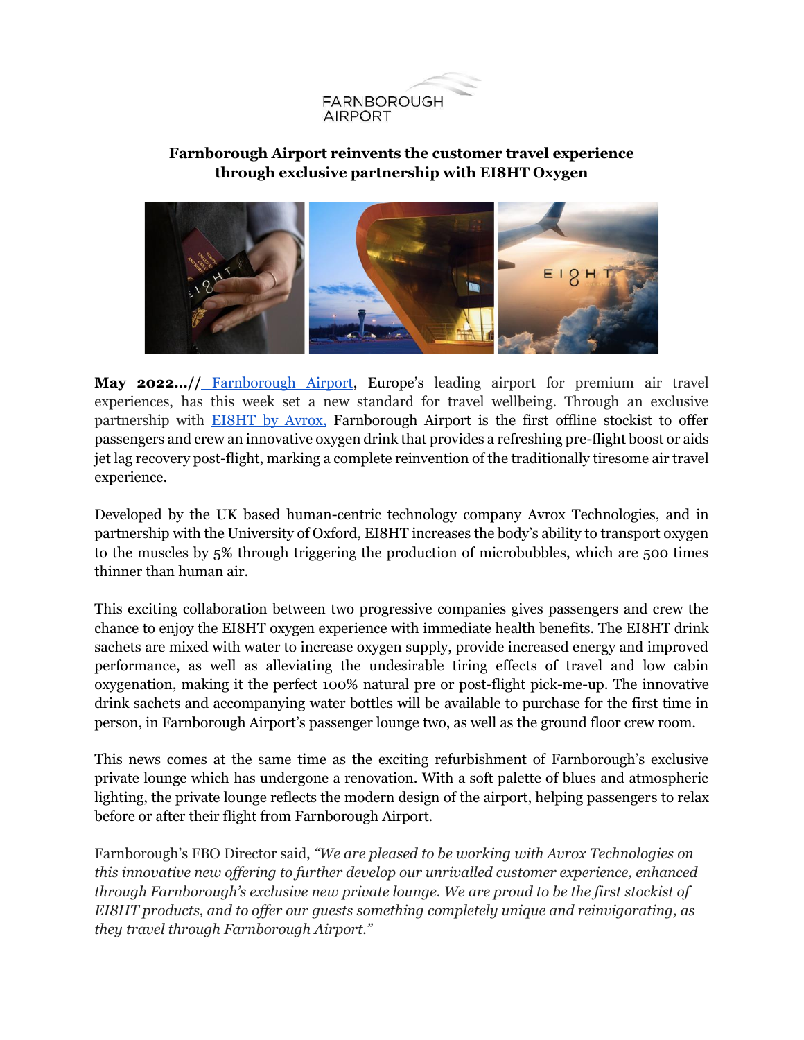# Farnborough Airport reinvents the customer travel experience through exclusive partnership with EI8HT Oxygen

**May 2022...//** [Farnborough Airport](), Europe's leading airport for premium air travel experiences, has this week set a new standard for travel wellbeing. Through an exclusive partnership with [EI8HT by Avrox,]() Farnborough Airport is the first offline stockist to offer passengers and crew an innovative oxygen drink that provides a refreshing pre-flight boost or aids jet lag recovery post-flight, marking a complete reinvention of the traditionally tiresome air travel experience.

Developed by the UK based human-centric technology company Avrox Technologies, and in partnership with the University of Oxford, EI8HT increases the body's ability to transport oxygen to the muscles by 5% through triggering the production of microbubbles, which are 500 times thinner than human air.

This exciting collaboration between two progressive companies gives passengers and crew the chance to enjoy the EI8HT oxygen experience with immediate health benefits. The EI8HT drink sachets are mixed with water to increase oxygen supply, provide increased energy and improved performance, as well as alleviating the undesirable tiring effects of travel and low cabin oxygenation, making it the perfect 100% natural pre or post-flight pick-me-up. The innovative drink sachets and accompanying water bottles will be available to purchase for the first time in person, in Farnborough Airport's passenger lounge two, as well as the ground floor crew room.

This news comes at the same time as the exciting refurbishment of Farnborough's exclusive private lounge which has undergone a renovation. With a soft palette of blues and atmospheric lighting, the private lounge reflects the modern design of the airport, helping passengers to relax before or after their flight from Farnborough Airport.

Farnborough's FBO Director said, *"We are pleased to be working with Avrox Technologies on this innovative new offering to further develop our unrivalled customer experience, enhanced through Farnborough's exclusive new private lounge. We are proud to be the first stockist of EI8HT products, and to offer our guests something completely unique and reinvigorating, as they travel through Farnborough Airport."*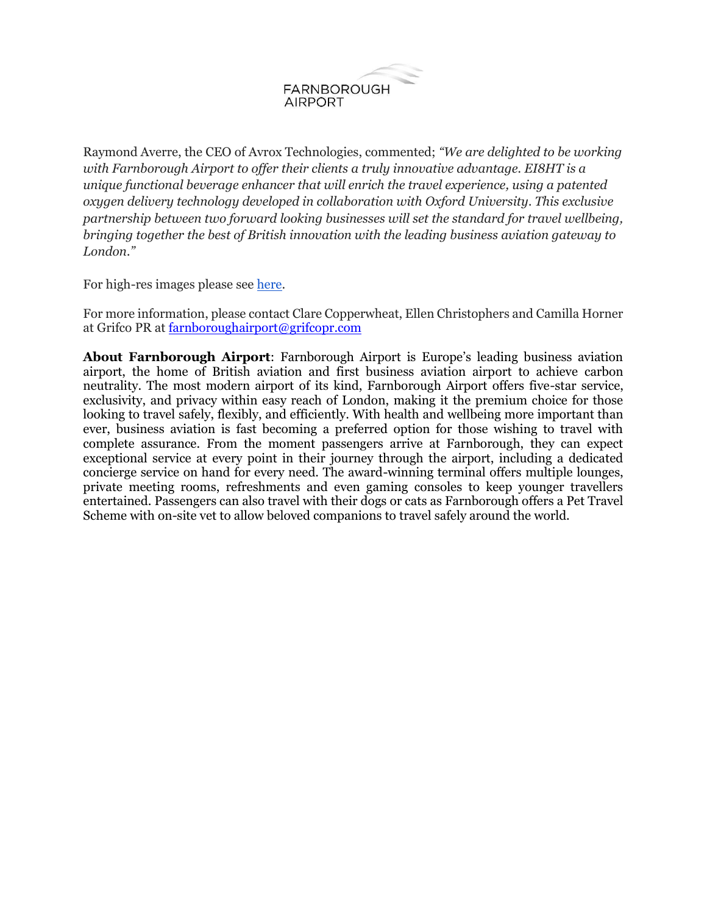Raymond Averre, the CEO of Avrox Technologies, commented; *"We are delighted to be working with Farnborough Airport to offer their clients a truly innovative advantage. EI8HT is a unique functional beverage enhancer that will enrich the travel experience, using a patented oxygen delivery technology developed in collaboration with Oxford University. This exclusive partnership between two forward looking businesses will set the standard for travel wellbeing, bringing together the best of British innovation with the leading business aviation gateway to London."*

For high-res images please see here.

For more information, please contact Clare Copperwheat, Ellen Christophers and Camilla Horner at Grifco PR at farnboroughairport@grifcopr.com

**About Farnborough Airport**: Farnborough Airport is Europe's leading business aviation airport, the home of British aviation and first business aviation airport to achieve carbon neutrality. The most modern airport of its kind, Farnborough Airport offers five-star service, exclusivity, and privacy within easy reach of London, making it the premium choice for those looking to travel safely, flexibly, and efficiently. With health and wellbeing more important than ever, business aviation is fast becoming a preferred option for those wishing to travel with complete assurance. From the moment passengers arrive at Farnborough, they can expect exceptional service at every point in their journey through the airport, including a dedicated concierge service on hand for every need. The award-winning terminal offers multiple lounges, private meeting rooms, refreshments and even gaming consoles to keep younger travellers entertained. Passengers can also travel with their dogs or cats as Farnborough offers a Pet Travel Scheme with on-site vet to allow beloved companions to travel safely around the world.